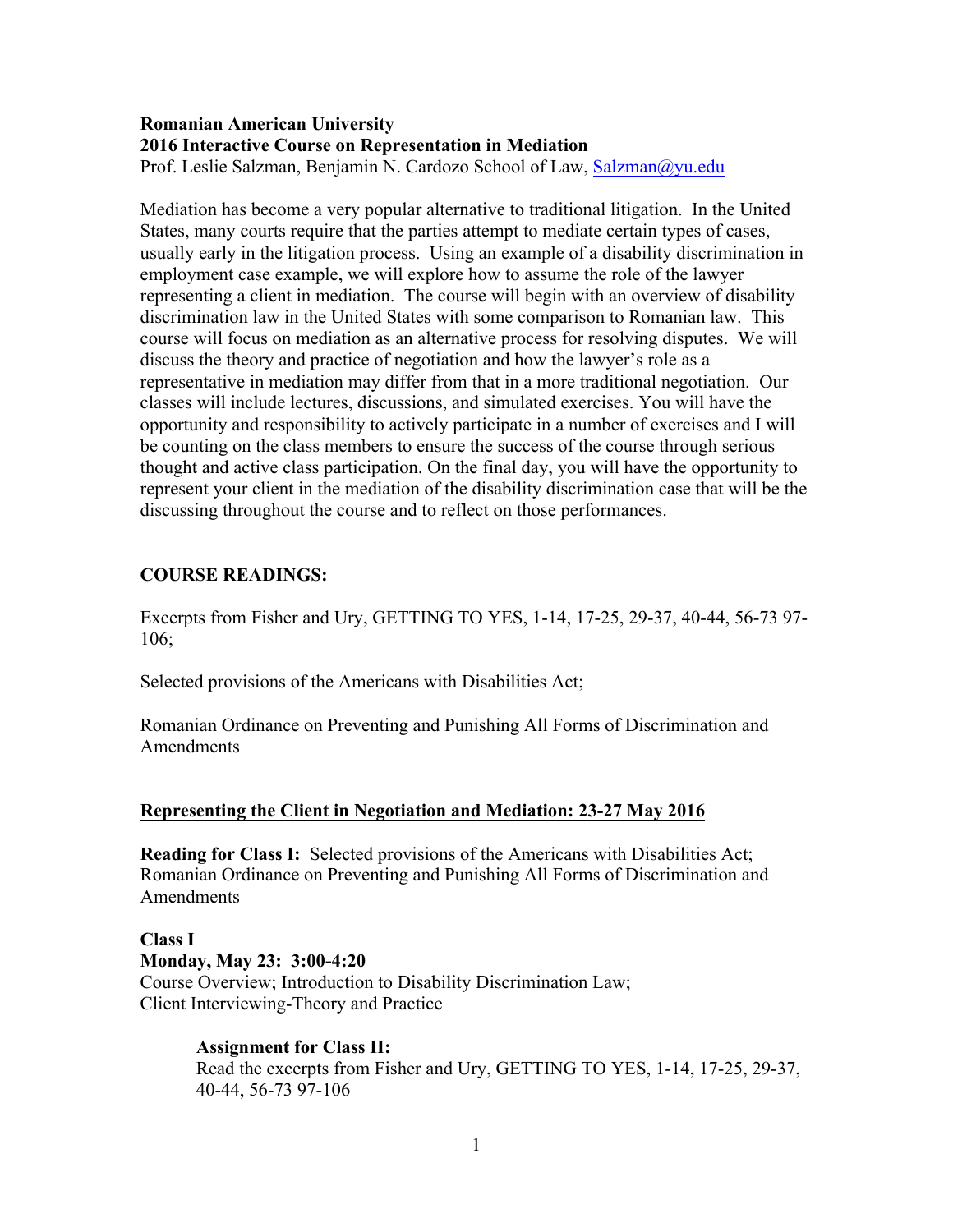**Romanian American University**
**2016 Interactive Course on Representation in Mediation**
Prof. Leslie Salzman, Benjamin N. Cardozo School of Law, Salzman@yu.edu

Mediation has become a very popular alternative to traditional litigation. In the United States, many courts require that the parties attempt to mediate certain types of cases, usually early in the litigation process. Using an example of a disability discrimination in employment case example, we will explore how to assume the role of the lawyer representing a client in mediation. The course will begin with an overview of disability discrimination law in the United States with some comparison to Romanian law. This course will focus on mediation as an alternative process for resolving disputes. We will discuss the theory and practice of negotiation and how the lawyer's role as a representative in mediation may differ from that in a more traditional negotiation. Our classes will include lectures, discussions, and simulated exercises. You will have the opportunity and responsibility to actively participate in a number of exercises and I will be counting on the class members to ensure the success of the course through serious thought and active class participation. On the final day, you will have the opportunity to represent your client in the mediation of the disability discrimination case that will be the discussing throughout the course and to reflect on those performances.

**COURSE READINGS:**

Excerpts from Fisher and Ury, GETTING TO YES, 1-14, 17-25, 29-37, 40-44, 56-73 97-106;

Selected provisions of the Americans with Disabilities Act;

Romanian Ordinance on Preventing and Punishing All Forms of Discrimination and Amendments

**Representing the Client in Negotiation and Mediation: 23-27 May 2016**

**Reading for Class I:** Selected provisions of the Americans with Disabilities Act; Romanian Ordinance on Preventing and Punishing All Forms of Discrimination and Amendments

**Class I**
**Monday, May 23: 3:00-4:20**
Course Overview; Introduction to Disability Discrimination Law;
Client Interviewing-Theory and Practice

> **Assignment for Class II:**
> Read the excerpts from Fisher and Ury, GETTING TO YES, 1-14, 17-25, 29-37, 40-44, 56-73 97-106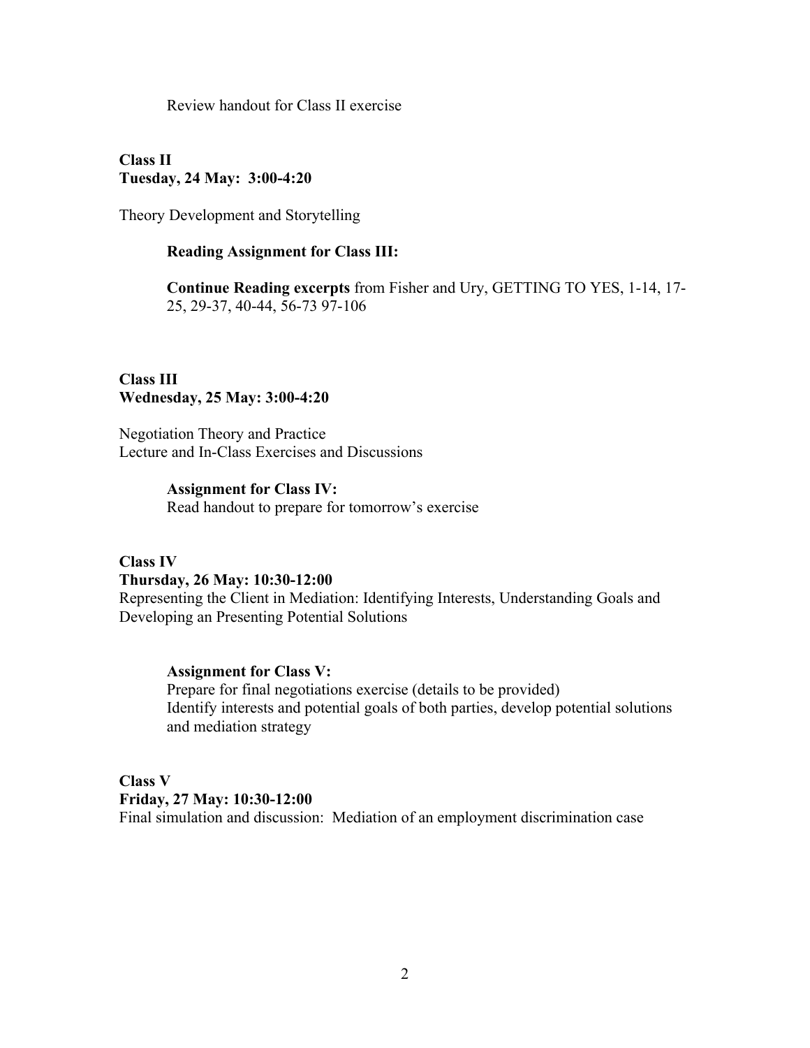Review handout for Class II exercise

**Class II**
**Tuesday, 24 May: 3:00-4:20**

Theory Development and Storytelling

**Reading Assignment for Class III:**

**Continue Reading excerpts** from Fisher and Ury, GETTING TO YES, 1-14, 17-25, 29-37, 40-44, 56-73 97-106

**Class III**
**Wednesday, 25 May: 3:00-4:20**

Negotiation Theory and Practice
Lecture and In-Class Exercises and Discussions

**Assignment for Class IV:**
Read handout to prepare for tomorrow's exercise

**Class IV**
**Thursday, 26 May: 10:30-12:00**
Representing the Client in Mediation: Identifying Interests, Understanding Goals and Developing an Presenting Potential Solutions

**Assignment for Class V:**
Prepare for final negotiations exercise (details to be provided)
Identify interests and potential goals of both parties, develop potential solutions and mediation strategy

**Class V**
**Friday, 27 May: 10:30-12:00**
Final simulation and discussion: Mediation of an employment discrimination case